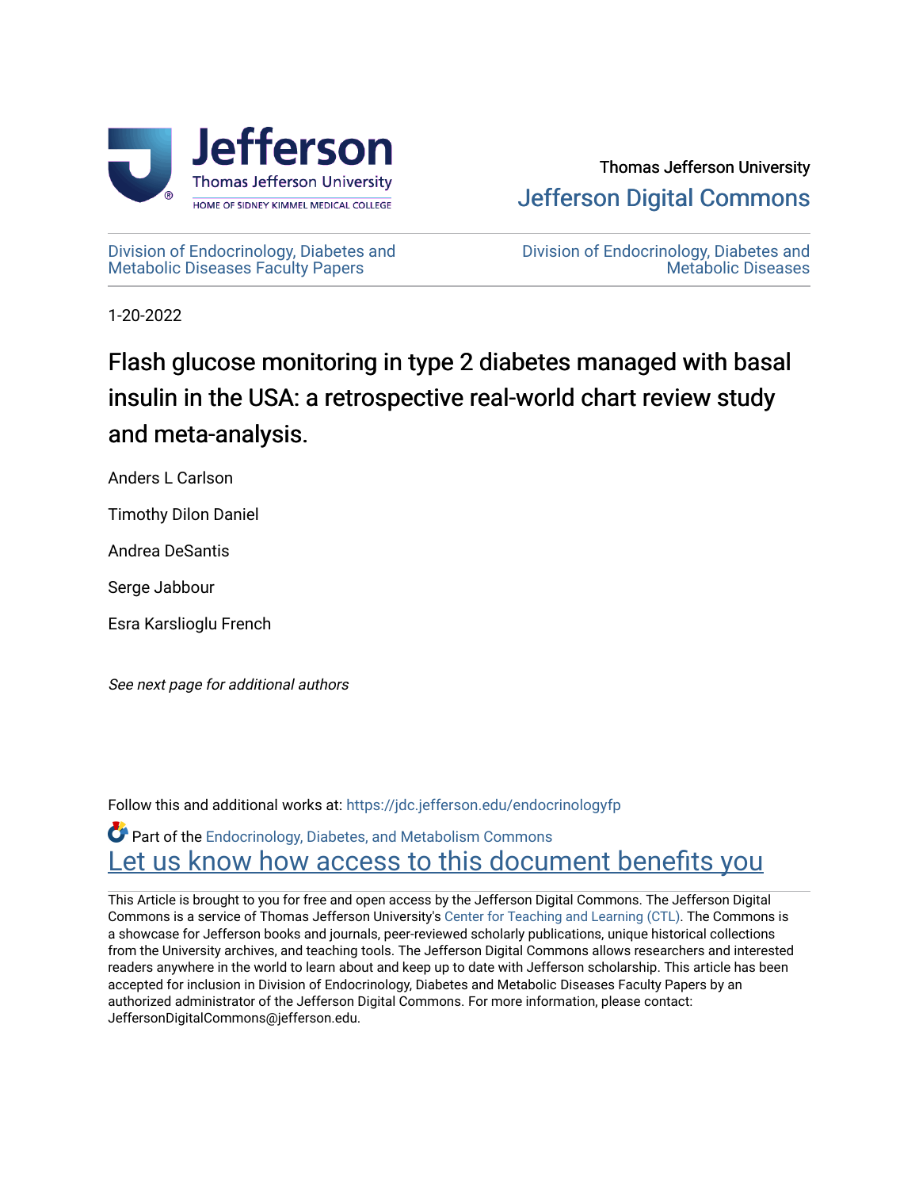Thomas Jefferson University

Jefferson Digital Commons

Division of Endocrinology, Diabetes and Metabolic Diseases Faculty Papers

Division of Endocrinology, Diabetes and Metabolic Diseases

1-20-2022

# Flash glucose monitoring in type 2 diabetes managed with basal insulin in the USA: a retrospective real-world chart review study and meta-analysis.

Anders L Carlson

Timothy Dilon Daniel

Andrea DeSantis

Serge Jabbour

Esra Karslioglu French

*See next page for additional authors*

Follow this and additional works at: https://jdc.jefferson.edu/endocrinologyfp

Part of the Endocrinology, Diabetes, and Metabolism Commons

Let us know how access to this document benefits you

This Article is brought to you for free and open access by the Jefferson Digital Commons. The Jefferson Digital Commons is a service of Thomas Jefferson University's Center for Teaching and Learning (CTL). The Commons is a showcase for Jefferson books and journals, peer-reviewed scholarly publications, unique historical collections from the University archives, and teaching tools. The Jefferson Digital Commons allows researchers and interested readers anywhere in the world to learn about and keep up to date with Jefferson scholarship. This article has been accepted for inclusion in Division of Endocrinology, Diabetes and Metabolic Diseases Faculty Papers by an authorized administrator of the Jefferson Digital Commons. For more information, please contact: JeffersonDigitalCommons@jefferson.edu.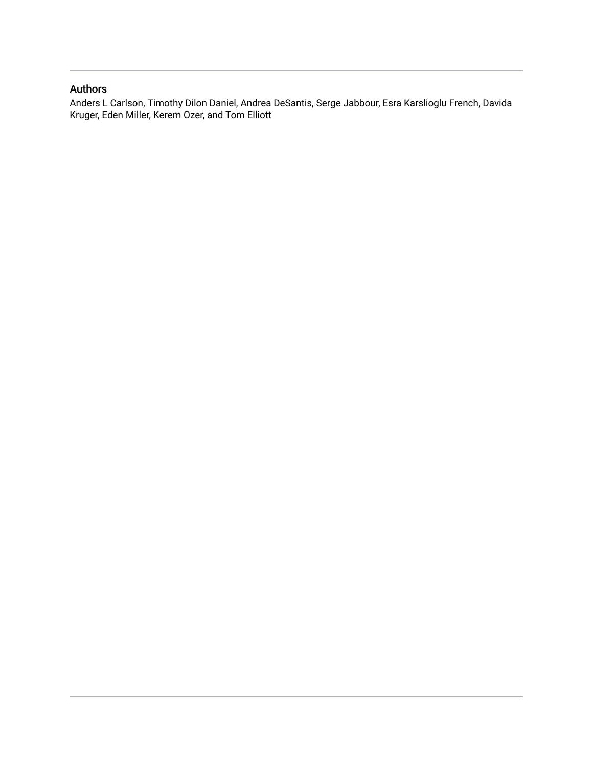## Authors

Anders L Carlson, Timothy Dilon Daniel, Andrea DeSantis, Serge Jabbour, Esra Karslioglu French, Davida Kruger, Eden Miller, Kerem Ozer, and Tom Elliott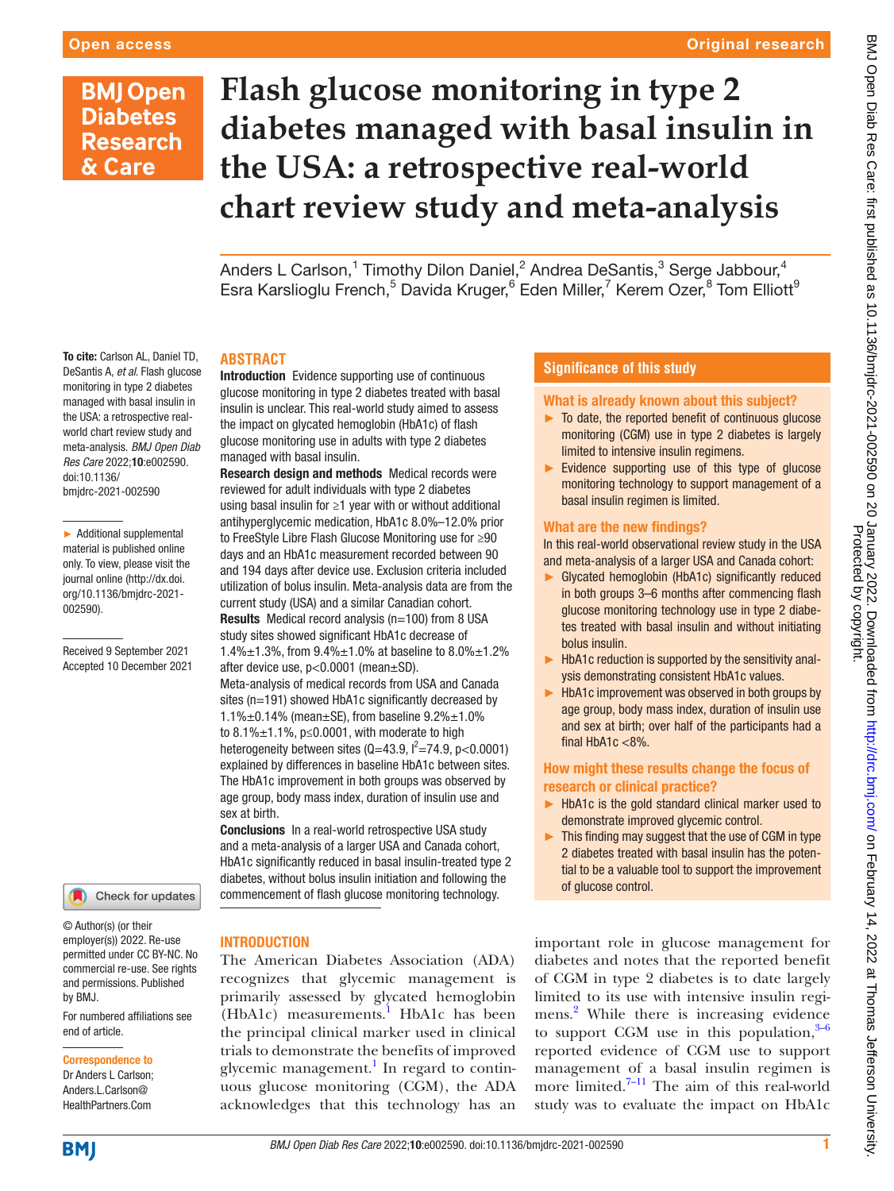# Flash glucose monitoring in type 2 diabetes managed with basal insulin in the USA: a retrospective real-world chart review study and meta-analysis

Anders L Carlson,[1] Timothy Dilon Daniel,[2] Andrea DeSantis,[3] Serge Jabbour,[4] Esra Karslioglu French,[5] Davida Kruger,[6] Eden Miller,[7] Kerem Ozer,[8] Tom Elliott[9]

**To cite:** Carlson AL, Daniel TD, DeSantis A, *et al*. Flash glucose monitoring in type 2 diabetes managed with basal insulin in the USA: a retrospective real-world chart review study and meta-analysis. *BMJ Open Diab Res Care* 2022;**10**:e002590. doi:10.1136/bmjdrc-2021-002590

► Additional supplemental material is published online only. To view, please visit the journal online (http://dx.doi.org/10.1136/bmjdrc-2021-002590).

Received 9 September 2021
Accepted 10 December 2021

© Author(s) (or their employer(s)) 2022. Re-use permitted under CC BY-NC. No commercial re-use. See rights and permissions. Published by BMJ.

For numbered affiliations see end of article.

**Correspondence to**
Dr Anders L Carlson; Anders.L.Carlson@HealthPartners.Com

## ABSTRACT

**Introduction** Evidence supporting use of continuous glucose monitoring in type 2 diabetes treated with basal insulin is unclear. This real-world study aimed to assess the impact on glycated hemoglobin (HbA1c) of flash glucose monitoring use in adults with type 2 diabetes managed with basal insulin.

**Research design and methods** Medical records were reviewed for adult individuals with type 2 diabetes using basal insulin for ≥1 year with or without additional antihyperglycemic medication, HbA1c 8.0%–12.0% prior to FreeStyle Libre Flash Glucose Monitoring use for ≥90 days and an HbA1c measurement recorded between 90 and 194 days after device use. Exclusion criteria included utilization of bolus insulin. Meta-analysis data are from the current study (USA) and a similar Canadian cohort.

**Results** Medical record analysis (n=100) from 8 USA study sites showed significant HbA1c decrease of 1.4%±1.3%, from 9.4%±1.0% at baseline to 8.0%±1.2% after device use, p<0.0001 (mean±SD). Meta-analysis of medical records from USA and Canada sites (n=191) showed HbA1c significantly decreased by 1.1%±0.14% (mean±SE), from baseline 9.2%±1.0% to 8.1%±1.1%, p≤0.0001, with moderate to high heterogeneity between sites (Q=43.9, $I^2$=74.9, p<0.0001) explained by differences in baseline HbA1c between sites. The HbA1c improvement in both groups was observed by age group, body mass index, duration of insulin use and sex at birth.

**Conclusions** In a real-world retrospective USA study and a meta-analysis of a larger USA and Canada cohort, HbA1c significantly reduced in basal insulin-treated type 2 diabetes, without bolus insulin initiation and following the commencement of flash glucose monitoring technology.

## Significance of this study

### What is already known about this subject?

- To date, the reported benefit of continuous glucose monitoring (CGM) use in type 2 diabetes is largely limited to intensive insulin regimens.
- Evidence supporting use of this type of glucose monitoring technology to support management of a basal insulin regimen is limited.

### What are the new findings?

In this real-world observational review study in the USA and meta-analysis of a larger USA and Canada cohort:

- Glycated hemoglobin (HbA1c) significantly reduced in both groups 3–6 months after commencing flash glucose monitoring technology use in type 2 diabetes treated with basal insulin and without initiating bolus insulin.
- HbA1c reduction is supported by the sensitivity analysis demonstrating consistent HbA1c values.
- HbA1c improvement was observed in both groups by age group, body mass index, duration of insulin use and sex at birth; over half of the participants had a final HbA1c <8%.

### How might these results change the focus of research or clinical practice?

- HbA1c is the gold standard clinical marker used to demonstrate improved glycemic control.
- This finding may suggest that the use of CGM in type 2 diabetes treated with basal insulin has the potential to be a valuable tool to support the improvement of glucose control.

## INTRODUCTION

The American Diabetes Association (ADA) recognizes that glycemic management is primarily assessed by glycated hemoglobin (HbA1c) measurements.[1] HbA1c has been the principal clinical marker used in clinical trials to demonstrate the benefits of improved glycemic management.[1] In regard to continuous glucose monitoring (CGM), the ADA acknowledges that this technology has an important role in glucose management for diabetes and notes that the reported benefit of CGM in type 2 diabetes is to date largely limited to its use with intensive insulin regimens.[2] While there is increasing evidence to support CGM use in this population,[3–6] reported evidence of CGM use to support management of a basal insulin regimen is more limited.[7–11] The aim of this real-world study was to evaluate the impact on HbA1c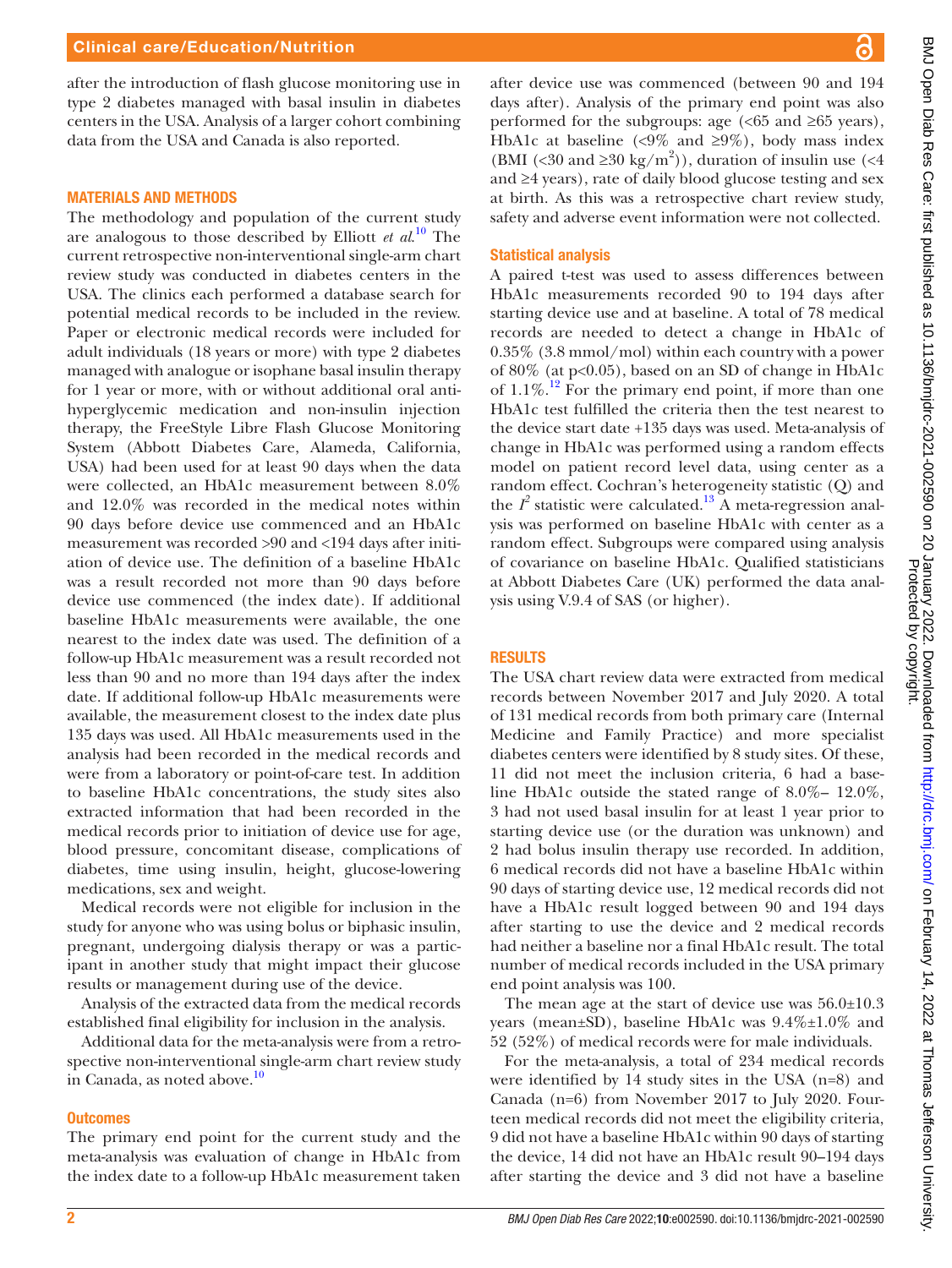after the introduction of flash glucose monitoring use in type 2 diabetes managed with basal insulin in diabetes centers in the USA. Analysis of a larger cohort combining data from the USA and Canada is also reported.

## MATERIALS AND METHODS

The methodology and population of the current study are analogous to those described by Elliott *et al*.[10] The current retrospective non-interventional single-arm chart review study was conducted in diabetes centers in the USA. The clinics each performed a database search for potential medical records to be included in the review. Paper or electronic medical records were included for adult individuals (18 years or more) with type 2 diabetes managed with analogue or isophane basal insulin therapy for 1 year or more, with or without additional oral antihyperglycemic medication and non-insulin injection therapy, the FreeStyle Libre Flash Glucose Monitoring System (Abbott Diabetes Care, Alameda, California, USA) had been used for at least 90 days when the data were collected, an HbA1c measurement between 8.0% and 12.0% was recorded in the medical notes within 90 days before device use commenced and an HbA1c measurement was recorded >90 and <194 days after initiation of device use. The definition of a baseline HbA1c was a result recorded not more than 90 days before device use commenced (the index date). If additional baseline HbA1c measurements were available, the one nearest to the index date was used. The definition of a follow-up HbA1c measurement was a result recorded not less than 90 and no more than 194 days after the index date. If additional follow-up HbA1c measurements were available, the measurement closest to the index date plus 135 days was used. All HbA1c measurements used in the analysis had been recorded in the medical records and were from a laboratory or point-of-care test. In addition to baseline HbA1c concentrations, the study sites also extracted information that had been recorded in the medical records prior to initiation of device use for age, blood pressure, concomitant disease, complications of diabetes, time using insulin, height, glucose-lowering medications, sex and weight.

Medical records were not eligible for inclusion in the study for anyone who was using bolus or biphasic insulin, pregnant, undergoing dialysis therapy or was a participant in another study that might impact their glucose results or management during use of the device.

Analysis of the extracted data from the medical records established final eligibility for inclusion in the analysis.

Additional data for the meta-analysis were from a retrospective non-interventional single-arm chart review study in Canada, as noted above.[10]

### Outcomes

The primary end point for the current study and the meta-analysis was evaluation of change in HbA1c from the index date to a follow-up HbA1c measurement taken after device use was commenced (between 90 and 194 days after). Analysis of the primary end point was also performed for the subgroups: age (<65 and ≥65 years), HbA1c at baseline (<9% and ≥9%), body mass index (BMI (<30 and ≥30 kg/m$^2$)), duration of insulin use (<4 and ≥4 years), rate of daily blood glucose testing and sex at birth. As this was a retrospective chart review study, safety and adverse event information were not collected.

### Statistical analysis

A paired t-test was used to assess differences between HbA1c measurements recorded 90 to 194 days after starting device use and at baseline. A total of 78 medical records are needed to detect a change in HbA1c of 0.35% (3.8 mmol/mol) within each country with a power of 80% (at $p<0.05$), based on an SD of change in HbA1c of 1.1%.[12] For the primary end point, if more than one HbA1c test fulfilled the criteria then the test nearest to the device start date +135 days was used. Meta-analysis of change in HbA1c was performed using a random effects model on patient record level data, using center as a random effect. Cochran's heterogeneity statistic (Q) and the $I^2$ statistic were calculated.[13] A meta-regression analysis was performed on baseline HbA1c with center as a random effect. Subgroups were compared using analysis of covariance on baseline HbA1c. Qualified statisticians at Abbott Diabetes Care (UK) performed the data analysis using V.9.4 of SAS (or higher).

## RESULTS

The USA chart review data were extracted from medical records between November 2017 and July 2020. A total of 131 medical records from both primary care (Internal Medicine and Family Practice) and more specialist diabetes centers were identified by 8 study sites. Of these, 11 did not meet the inclusion criteria, 6 had a baseline HbA1c outside the stated range of 8.0%– 12.0%, 3 had not used basal insulin for at least 1 year prior to starting device use (or the duration was unknown) and 2 had bolus insulin therapy use recorded. In addition, 6 medical records did not have a baseline HbA1c within 90 days of starting device use, 12 medical records did not have a HbA1c result logged between 90 and 194 days after starting to use the device and 2 medical records had neither a baseline nor a final HbA1c result. The total number of medical records included in the USA primary end point analysis was 100.

The mean age at the start of device use was 56.0±10.3 years (mean±SD), baseline HbA1c was 9.4%±1.0% and 52 (52%) of medical records were for male individuals.

For the meta-analysis, a total of 234 medical records were identified by 14 study sites in the USA (n=8) and Canada (n=6) from November 2017 to July 2020. Fourteen medical records did not meet the eligibility criteria, 9 did not have a baseline HbA1c within 90 days of starting the device, 14 did not have an HbA1c result 90–194 days after starting the device and 3 did not have a baseline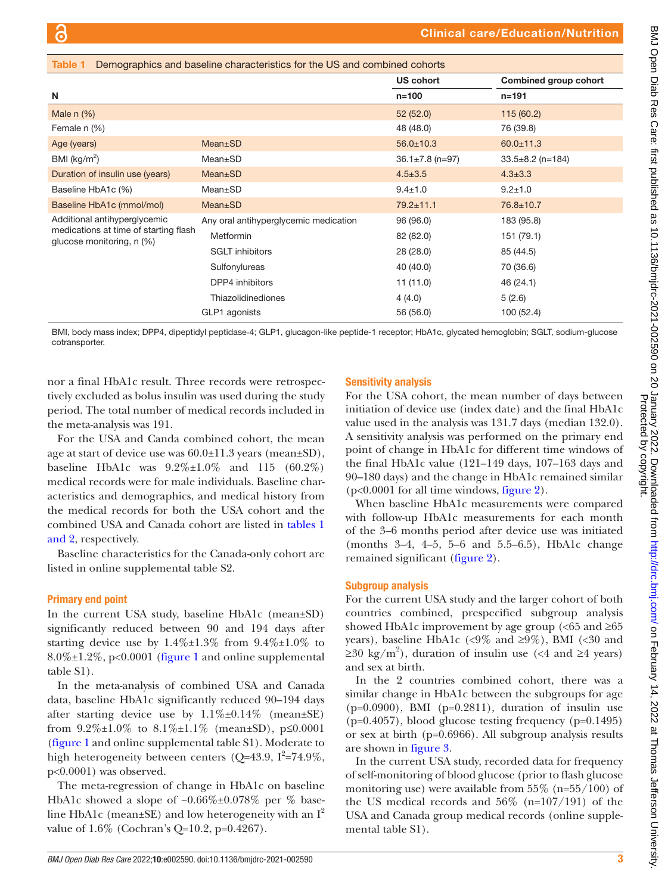**Table 1** Demographics and baseline characteristics for the US and combined cohorts

| N | | US cohort n=100 | Combined group cohort n=191 |
|---|---|---|---|
| Male n (%) | | 52 (52.0) | 115 (60.2) |
| Female n (%) | | 48 (48.0) | 76 (39.8) |
| Age (years) | Mean±SD | 56.0±10.3 | 60.0±11.3 |
| BMI (kg/m$^2$) | Mean±SD | 36.1±7.8 (n=97) | 33.5±8.2 (n=184) |
| Duration of insulin use (years) | Mean±SD | 4.5±3.5 | 4.3±3.3 |
| Baseline HbA1c (%) | Mean±SD | 9.4±1.0 | 9.2±1.0 |
| Baseline HbA1c (mmol/mol) | Mean±SD | 79.2±11.1 | 76.8±10.7 |
| Additional antihyperglycemic medications at time of starting flash glucose monitoring, n (%) | Any oral antihyperglycemic medication | 96 (96.0) | 183 (95.8) |
| | Metformin | 82 (82.0) | 151 (79.1) |
| | SGLT inhibitors | 28 (28.0) | 85 (44.5) |
| | Sulfonylureas | 40 (40.0) | 70 (36.6) |
| | DPP4 inhibitors | 11 (11.0) | 46 (24.1) |
| | Thiazolidinediones | 4 (4.0) | 5 (2.6) |
| | GLP1 agonists | 56 (56.0) | 100 (52.4) |

BMI, body mass index; DPP4, dipeptidyl peptidase-4; GLP1, glucagon-like peptide-1 receptor; HbA1c, glycated hemoglobin; SGLT, sodium-glucose cotransporter.

nor a final HbA1c result. Three records were retrospectively excluded as bolus insulin was used during the study period. The total number of medical records included in the meta-analysis was 191.

For the USA and Canda combined cohort, the mean age at start of device use was 60.0±11.3 years (mean±SD), baseline HbA1c was 9.2%±1.0% and 115 (60.2%) medical records were for male individuals. Baseline characteristics and demographics, and medical history from the medical records for both the USA cohort and the combined USA and Canada cohort are listed in tables 1 and 2, respectively.

Baseline characteristics for the Canada-only cohort are listed in online supplemental table S2.

## Primary end point

In the current USA study, baseline HbA1c (mean±SD) significantly reduced between 90 and 194 days after starting device use by 1.4%±1.3% from 9.4%±1.0% to 8.0%±1.2%, p<0.0001 (figure 1 and online supplemental table S1).

In the meta-analysis of combined USA and Canada data, baseline HbA1c significantly reduced 90–194 days after starting device use by 1.1%±0.14% (mean±SE) from 9.2%±1.0% to 8.1%±1.1% (mean±SD), p≤0.0001 (figure 1 and online supplemental table S1). Moderate to high heterogeneity between centers (Q=43.9, $I^2$=74.9%, p<0.0001) was observed.

The meta-regression of change in HbA1c on baseline HbA1c showed a slope of −0.66%±0.078% per % baseline HbA1c (mean±SE) and low heterogeneity with an $I^2$ value of 1.6% (Cochran's Q=10.2, p=0.4267).

## Sensitivity analysis

For the USA cohort, the mean number of days between initiation of device use (index date) and the final HbA1c value used in the analysis was 131.7 days (median 132.0). A sensitivity analysis was performed on the primary end point of change in HbA1c for different time windows of the final HbA1c value (121–149 days, 107–163 days and 90–180 days) and the change in HbA1c remained similar (p<0.0001 for all time windows, figure 2).

When baseline HbA1c measurements were compared with follow-up HbA1c measurements for each month of the 3–6 months period after device use was initiated (months 3–4, 4–5, 5–6 and 5.5–6.5), HbA1c change remained significant (figure 2).

## Subgroup analysis

For the current USA study and the larger cohort of both countries combined, prespecified subgroup analysis showed HbA1c improvement by age group (<65 and ≥65 years), baseline HbA1c (<9% and ≥9%), BMI (<30 and ≥30 kg/m$^2$), duration of insulin use (<4 and ≥4 years) and sex at birth.

In the 2 countries combined cohort, there was a similar change in HbA1c between the subgroups for age (p=0.0900), BMI (p=0.2811), duration of insulin use (p=0.4057), blood glucose testing frequency (p=0.1495) or sex at birth (p=0.6966). All subgroup analysis results are shown in figure 3.

In the current USA study, recorded data for frequency of self-monitoring of blood glucose (prior to flash glucose monitoring use) were available from 55% (n=55/100) of the US medical records and 56% (n=107/191) of the USA and Canada group medical records (online supplemental table S1).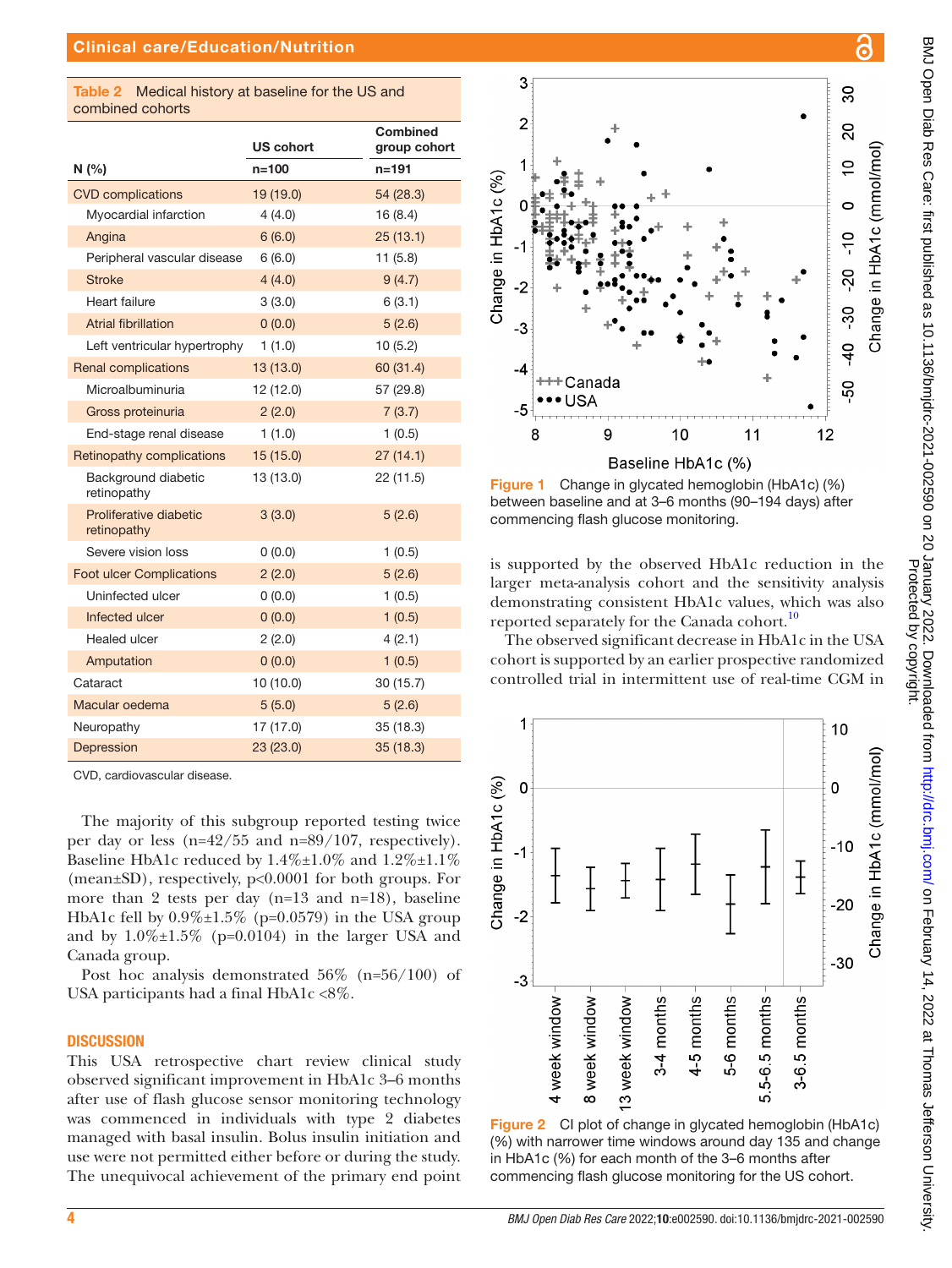Table 2 Medical history at baseline for the US and combined cohorts

| N (%) | US cohort n=100 | Combined group cohort n=191 |
|---|---|---|
| CVD complications | 19 (19.0) | 54 (28.3) |
| Myocardial infarction | 4 (4.0) | 16 (8.4) |
| Angina | 6 (6.0) | 25 (13.1) |
| Peripheral vascular disease | 6 (6.0) | 11 (5.8) |
| Stroke | 4 (4.0) | 9 (4.7) |
| Heart failure | 3 (3.0) | 6 (3.1) |
| Atrial fibrillation | 0 (0.0) | 5 (2.6) |
| Left ventricular hypertrophy | 1 (1.0) | 10 (5.2) |
| Renal complications | 13 (13.0) | 60 (31.4) |
| Microalbuminuria | 12 (12.0) | 57 (29.8) |
| Gross proteinuria | 2 (2.0) | 7 (3.7) |
| End-stage renal disease | 1 (1.0) | 1 (0.5) |
| Retinopathy complications | 15 (15.0) | 27 (14.1) |
| Background diabetic retinopathy | 13 (13.0) | 22 (11.5) |
| Proliferative diabetic retinopathy | 3 (3.0) | 5 (2.6) |
| Severe vision loss | 0 (0.0) | 1 (0.5) |
| Foot ulcer Complications | 2 (2.0) | 5 (2.6) |
| Uninfected ulcer | 0 (0.0) | 1 (0.5) |
| Infected ulcer | 0 (0.0) | 1 (0.5) |
| Healed ulcer | 2 (2.0) | 4 (2.1) |
| Amputation | 0 (0.0) | 1 (0.5) |
| Cataract | 10 (10.0) | 30 (15.7) |
| Macular oedema | 5 (5.0) | 5 (2.6) |
| Neuropathy | 17 (17.0) | 35 (18.3) |
| Depression | 23 (23.0) | 35 (18.3) |

CVD, cardiovascular disease.

The majority of this subgroup reported testing twice per day or less (n=42/55 and n=89/107, respectively). Baseline HbA1c reduced by 1.4%±1.0% and 1.2%±1.1% (mean±SD), respectively, p<0.0001 for both groups. For more than 2 tests per day (n=13 and n=18), baseline HbA1c fell by 0.9%±1.5% (p=0.0579) in the USA group and by 1.0%±1.5% (p=0.0104) in the larger USA and Canada group.

Post hoc analysis demonstrated 56% (n=56/100) of USA participants had a final HbA1c <8%.

## DISCUSSION

This USA retrospective chart review clinical study observed significant improvement in HbA1c 3–6 months after use of flash glucose sensor monitoring technology was commenced in individuals with type 2 diabetes managed with basal insulin. Bolus insulin initiation and use were not permitted either before or during the study. The unequivocal achievement of the primary end point is supported by the observed HbA1c reduction in the larger meta-analysis cohort and the sensitivity analysis demonstrating consistent HbA1c values, which was also reported separately for the Canada cohort.[10]

The observed significant decrease in HbA1c in the USA cohort is supported by an earlier prospective randomized controlled trial in intermittent use of real-time CGM in

Figure 1 Change in glycated hemoglobin (HbA1c) (%) between baseline and at 3–6 months (90–194 days) after commencing flash glucose monitoring.

Figure 2 CI plot of change in glycated hemoglobin (HbA1c) (%) with narrower time windows around day 135 and change in HbA1c (%) for each month of the 3–6 months after commencing flash glucose monitoring for the US cohort.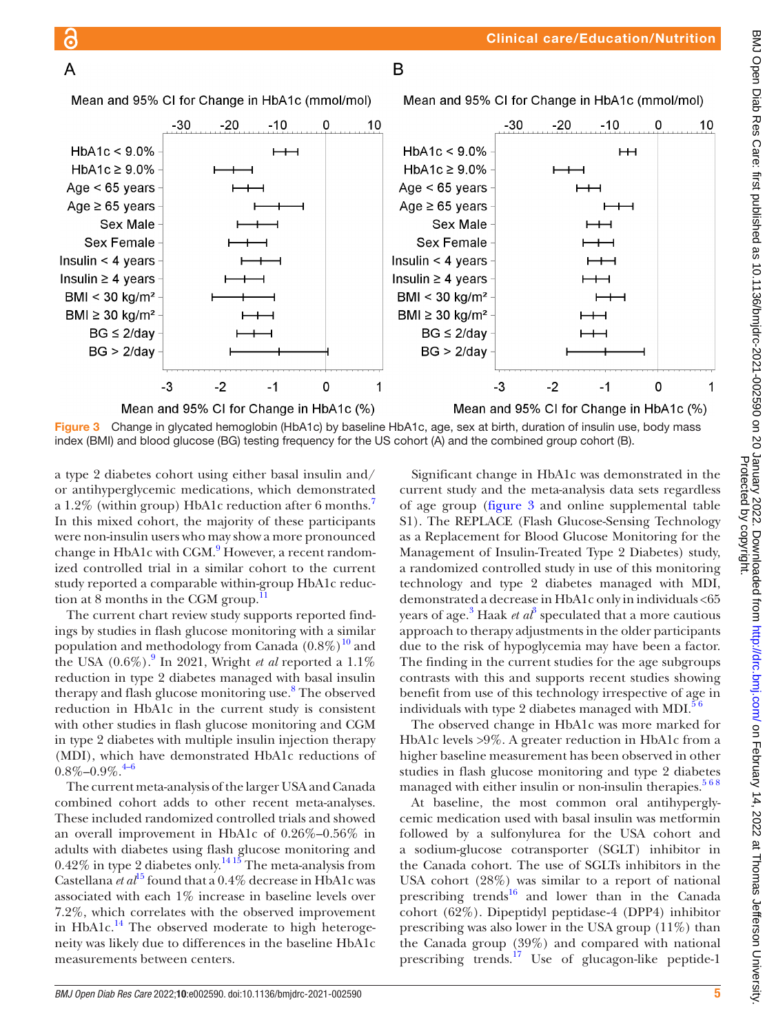Figure 3 Change in glycated hemoglobin (HbA1c) by baseline HbA1c, age, sex at birth, duration of insulin use, body mass index (BMI) and blood glucose (BG) testing frequency for the US cohort (A) and the combined group cohort (B).

a type 2 diabetes cohort using either basal insulin and/or antihyperglycemic medications, which demonstrated a 1.2% (within group) HbA1c reduction after 6 months.[7] In this mixed cohort, the majority of these participants were non-insulin users who may show a more pronounced change in HbA1c with CGM.[9] However, a recent randomized controlled trial in a similar cohort to the current study reported a comparable within-group HbA1c reduction at 8 months in the CGM group.[11]

The current chart review study supports reported findings by studies in flash glucose monitoring with a similar population and methodology from Canada (0.8%)[10] and the USA (0.6%).[9] In 2021, Wright *et al* reported a 1.1% reduction in type 2 diabetes managed with basal insulin therapy and flash glucose monitoring use.[8] The observed reduction in HbA1c in the current study is consistent with other studies in flash glucose monitoring and CGM in type 2 diabetes with multiple insulin injection therapy (MDI), which have demonstrated HbA1c reductions of 0.8%–0.9%.[4–6]

The current meta-analysis of the larger USA and Canada combined cohort adds to other recent meta-analyses. These included randomized controlled trials and showed an overall improvement in HbA1c of 0.26%–0.56% in adults with diabetes using flash glucose monitoring and 0.42% in type 2 diabetes only.[14,15] The meta-analysis from Castellana *et al*[15] found that a 0.4% decrease in HbA1c was associated with each 1% increase in baseline levels over 7.2%, which correlates with the observed improvement in HbA1c.[14] The observed moderate to high heterogeneity was likely due to differences in the baseline HbA1c measurements between centers.

Significant change in HbA1c was demonstrated in the current study and the meta-analysis data sets regardless of age group (figure 3 and online supplemental table S1). The REPLACE (Flash Glucose-Sensing Technology as a Replacement for Blood Glucose Monitoring for the Management of Insulin-Treated Type 2 Diabetes) study, a randomized controlled study in use of this monitoring technology and type 2 diabetes managed with MDI, demonstrated a decrease in HbA1c only in individuals <65 years of age.[3] Haak *et al*[3] speculated that a more cautious approach to therapy adjustments in the older participants due to the risk of hypoglycemia may have been a factor. The finding in the current studies for the age subgroups contrasts with this and supports recent studies showing benefit from use of this technology irrespective of age in individuals with type 2 diabetes managed with MDI.[5,6]

The observed change in HbA1c was more marked for HbA1c levels >9%. A greater reduction in HbA1c from a higher baseline measurement has been observed in other studies in flash glucose monitoring and type 2 diabetes managed with either insulin or non-insulin therapies.[5,6,8]

At baseline, the most common oral antihyperglycemic medication used with basal insulin was metformin followed by a sulfonylurea for the USA cohort and a sodium-glucose cotransporter (SGLT) inhibitor in the Canada cohort. The use of SGLTs inhibitors in the USA cohort (28%) was similar to a report of national prescribing trends[16] and lower than in the Canada cohort (62%). Dipeptidyl peptidase-4 (DPP4) inhibitor prescribing was also lower in the USA group (11%) than the Canada group (39%) and compared with national prescribing trends.[17] Use of glucagon-like peptide-1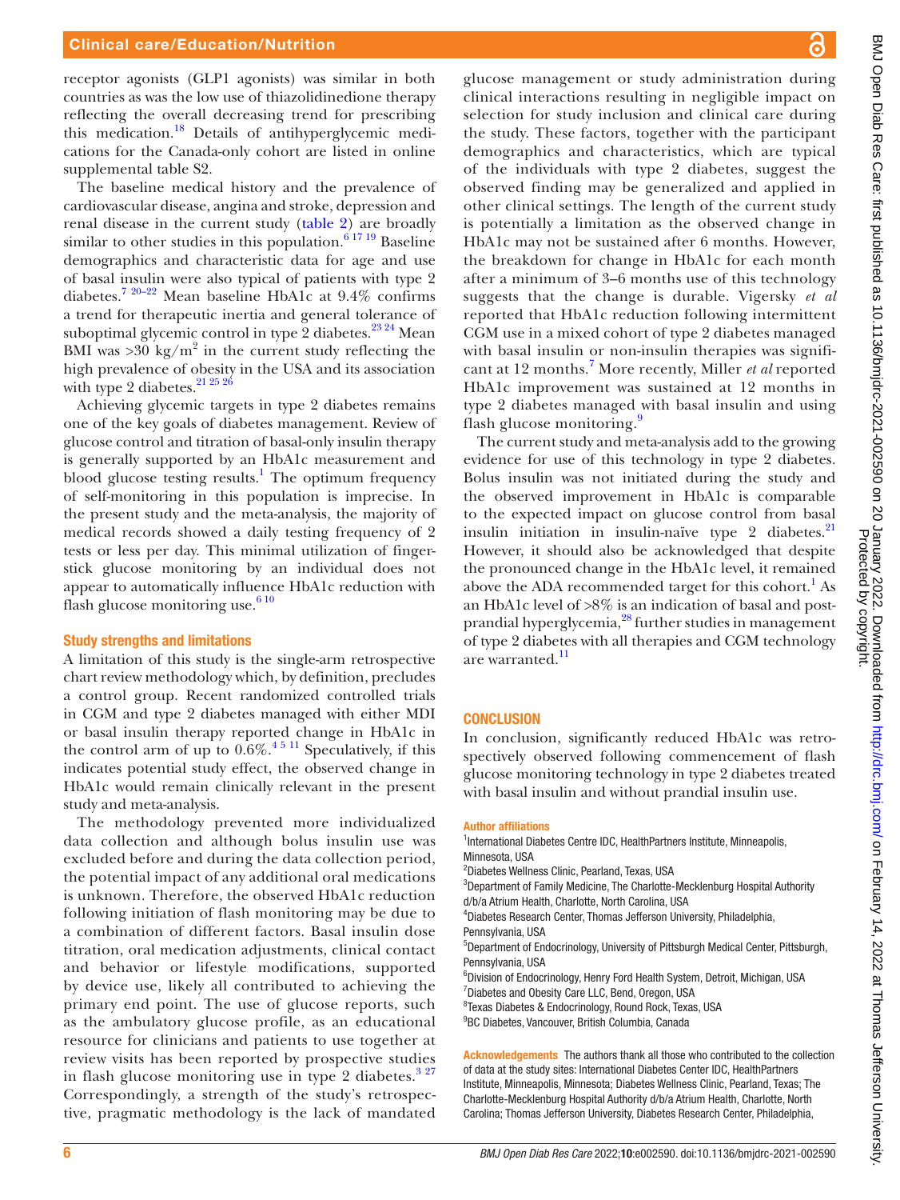receptor agonists (GLP1 agonists) was similar in both countries as was the low use of thiazolidinedione therapy reflecting the overall decreasing trend for prescribing this medication.[18] Details of antihyperglycemic medications for the Canada-only cohort are listed in online supplemental table S2.

The baseline medical history and the prevalence of cardiovascular disease, angina and stroke, depression and renal disease in the current study (table 2) are broadly similar to other studies in this population.[6 17 19] Baseline demographics and characteristic data for age and use of basal insulin were also typical of patients with type 2 diabetes.[7 20–22] Mean baseline HbA1c at 9.4% confirms a trend for therapeutic inertia and general tolerance of suboptimal glycemic control in type 2 diabetes.[23 24] Mean BMI was >30 kg/m$^2$ in the current study reflecting the high prevalence of obesity in the USA and its association with type 2 diabetes.[21 25 26]

Achieving glycemic targets in type 2 diabetes remains one of the key goals of diabetes management. Review of glucose control and titration of basal-only insulin therapy is generally supported by an HbA1c measurement and blood glucose testing results.[1] The optimum frequency of self-monitoring in this population is imprecise. In the present study and the meta-analysis, the majority of medical records showed a daily testing frequency of 2 tests or less per day. This minimal utilization of finger-stick glucose monitoring by an individual does not appear to automatically influence HbA1c reduction with flash glucose monitoring use.[6 10]

### Study strengths and limitations

A limitation of this study is the single-arm retrospective chart review methodology which, by definition, precludes a control group. Recent randomized controlled trials in CGM and type 2 diabetes managed with either MDI or basal insulin therapy reported change in HbA1c in the control arm of up to 0.6%.[4 5 11] Speculatively, if this indicates potential study effect, the observed change in HbA1c would remain clinically relevant in the present study and meta-analysis.

The methodology prevented more individualized data collection and although bolus insulin use was excluded before and during the data collection period, the potential impact of any additional oral medications is unknown. Therefore, the observed HbA1c reduction following initiation of flash monitoring may be due to a combination of different factors. Basal insulin dose titration, oral medication adjustments, clinical contact and behavior or lifestyle modifications, supported by device use, likely all contributed to achieving the primary end point. The use of glucose reports, such as the ambulatory glucose profile, as an educational resource for clinicians and patients to use together at review visits has been reported by prospective studies in flash glucose monitoring use in type 2 diabetes.[3 27] Correspondingly, a strength of the study's retrospective, pragmatic methodology is the lack of mandated glucose management or study administration during clinical interactions resulting in negligible impact on selection for study inclusion and clinical care during the study. These factors, together with the participant demographics and characteristics, which are typical of the individuals with type 2 diabetes, suggest the observed finding may be generalized and applied in other clinical settings. The length of the current study is potentially a limitation as the observed change in HbA1c may not be sustained after 6 months. However, the breakdown for change in HbA1c for each month after a minimum of 3–6 months use of this technology suggests that the change is durable. Vigersky *et al* reported that HbA1c reduction following intermittent CGM use in a mixed cohort of type 2 diabetes managed with basal insulin or non-insulin therapies was significant at 12 months.[7] More recently, Miller *et al* reported HbA1c improvement was sustained at 12 months in type 2 diabetes managed with basal insulin and using flash glucose monitoring.[9]

The current study and meta-analysis add to the growing evidence for use of this technology in type 2 diabetes. Bolus insulin was not initiated during the study and the observed improvement in HbA1c is comparable to the expected impact on glucose control from basal insulin initiation in insulin-naïve type 2 diabetes.[21] However, it should also be acknowledged that despite the pronounced change in the HbA1c level, it remained above the ADA recommended target for this cohort.[1] As an HbA1c level of >8% is an indication of basal and postprandial hyperglycemia,[28] further studies in management of type 2 diabetes with all therapies and CGM technology are warranted.[11]

## CONCLUSION

In conclusion, significantly reduced HbA1c was retrospectively observed following commencement of flash glucose monitoring technology in type 2 diabetes treated with basal insulin and without prandial insulin use.

#### Author affiliations

[1]International Diabetes Centre IDC, HealthPartners Institute, Minneapolis, Minnesota, USA
[2]Diabetes Wellness Clinic, Pearland, Texas, USA
[3]Department of Family Medicine, The Charlotte-Mecklenburg Hospital Authority d/b/a Atrium Health, Charlotte, North Carolina, USA
[4]Diabetes Research Center, Thomas Jefferson University, Philadelphia, Pennsylvania, USA
[5]Department of Endocrinology, University of Pittsburgh Medical Center, Pittsburgh, Pennsylvania, USA
[6]Division of Endocrinology, Henry Ford Health System, Detroit, Michigan, USA
[7]Diabetes and Obesity Care LLC, Bend, Oregon, USA
[8]Texas Diabetes & Endocrinology, Round Rock, Texas, USA
[9]BC Diabetes, Vancouver, British Columbia, Canada

**Acknowledgements** The authors thank all those who contributed to the collection of data at the study sites: International Diabetes Center IDC, HealthPartners Institute, Minneapolis, Minnesota; Diabetes Wellness Clinic, Pearland, Texas; The Charlotte-Mecklenburg Hospital Authority d/b/a Atrium Health, Charlotte, North Carolina; Thomas Jefferson University, Diabetes Research Center, Philadelphia,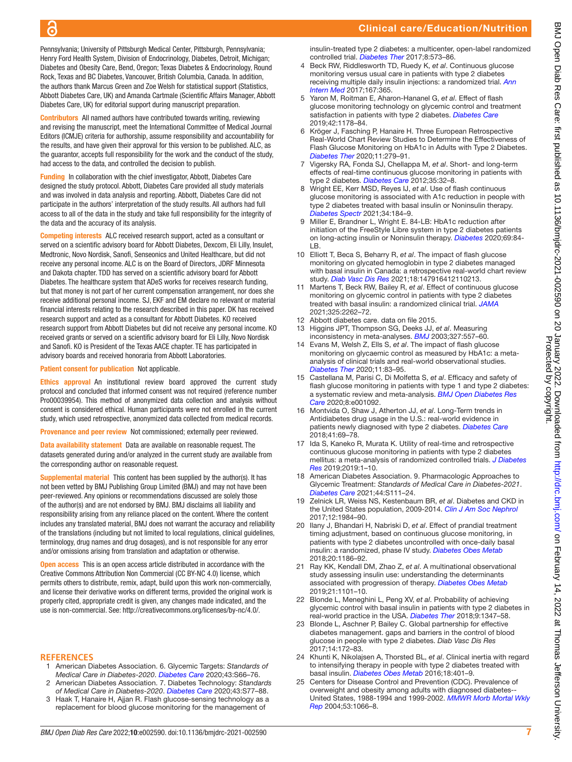Pennsylvania; University of Pittsburgh Medical Center, Pittsburgh, Pennsylvania; Henry Ford Health System, Division of Endocrinology, Diabetes, Detroit, Michigan; Diabetes and Obesity Care, Bend, Oregon; Texas Diabetes & Endocrinology, Round Rock, Texas and BC Diabetes, Vancouver, British Columbia, Canada. In addition, the authors thank Marcus Green and Zoe Welsh for statistical support (Statistics, Abbott Diabetes Care, UK) and Amanda Cartmale (Scientific Affairs Manager, Abbott Diabetes Care, UK) for editorial support during manuscript preparation.

**Contributors** All named authors have contributed towards writing, reviewing and revising the manuscript, meet the International Committee of Medical Journal Editors (ICMJE) criteria for authorship, assume responsibility and accountability for the results, and have given their approval for this version to be published. ALC, as the guarantor, accepts full responsibility for the work and the conduct of the study, had access to the data, and controlled the decision to publish.

**Funding** In collaboration with the chief investigator, Abbott, Diabetes Care designed the study protocol. Abbott, Diabetes Care provided all study materials and was involved in data analysis and reporting. Abbott, Diabetes Care did not participate in the authors' interpretation of the study results. All authors had full access to all of the data in the study and take full responsibility for the integrity of the data and the accuracy of its analysis.

**Competing interests** ALC received research support, acted as a consultant or served on a scientific advisory board for Abbott Diabetes, Dexcom, Eli Lilly, Insulet, Medtronic, Novo Nordisk, Sanofi, Senseonics and United Healthcare, but did not receive any personal income. ALC is on the Board of Directors, JDRF Minnesota and Dakota chapter. TDD has served on a scientific advisory board for Abbott Diabetes. The healthcare system that ADeS works for receives research funding, but that money is not part of her current compensation arrangement, nor does she receive additional personal income. SJ, EKF and EM declare no relevant or material financial interests relating to the research described in this paper. DK has received research support and acted as a consultant for Abbott Diabetes. KO received research support from Abbott Diabetes but did not receive any personal income. KO received grants or served on a scientific advisory board for Eli Lilly, Novo Nordisk and Sanofi. KO is President of the Texas AACE chapter. TE has participated in advisory boards and received honoraria from Abbott Laboratories.

**Patient consent for publication** Not applicable.

**Ethics approval** An institutional review board approved the current study protocol and concluded that informed consent was not required (reference number Pro00039954). This method of anonymized data collection and analysis without consent is considered ethical. Human participants were not enrolled in the current study, which used retrospective, anonymized data collected from medical records.

**Provenance and peer review** Not commissioned; externally peer reviewed.

**Data availability statement** Data are available on reasonable request. The datasets generated during and/or analyzed in the current study are available from the corresponding author on reasonable request.

**Supplemental material** This content has been supplied by the author(s). It has not been vetted by BMJ Publishing Group Limited (BMJ) and may not have been peer-reviewed. Any opinions or recommendations discussed are solely those of the author(s) and are not endorsed by BMJ. BMJ disclaims all liability and responsibility arising from any reliance placed on the content. Where the content includes any translated material, BMJ does not warrant the accuracy and reliability of the translations (including but not limited to local regulations, clinical guidelines, terminology, drug names and drug dosages), and is not responsible for any error and/or omissions arising from translation and adaptation or otherwise.

**Open access** This is an open access article distributed in accordance with the Creative Commons Attribution Non Commercial (CC BY-NC 4.0) license, which permits others to distribute, remix, adapt, build upon this work non-commercially, and license their derivative works on different terms, provided the original work is properly cited, appropriate credit is given, any changes made indicated, and the use is non-commercial. See: http://creativecommons.org/licenses/by-nc/4.0/.

## REFERENCES

1. American Diabetes Association. 6. Glycemic Targets: *Standards of Medical Care in Diabetes-2020*. *Diabetes Care* 2020;43:S66–76.
2. American Diabetes Association. 7. Diabetes Technology: *Standards of Medical Care in Diabetes-2020*. *Diabetes Care* 2020;43:S77–88.
3. Haak T, Hanaire H, Ajjan R. Flash glucose-sensing technology as a replacement for blood glucose monitoring for the management of insulin-treated type 2 diabetes: a multicenter, open-label randomized controlled trial. *Diabetes Ther* 2017;8:573–86.
4. Beck RW, Riddlesworth TD, Ruedy K, *et al*. Continuous glucose monitoring versus usual care in patients with type 2 diabetes receiving multiple daily insulin injections: a randomized trial. *Ann Intern Med* 2017;167:365.
5. Yaron M, Roitman E, Aharon-Hananel G, *et al*. Effect of flash glucose monitoring technology on glycemic control and treatment satisfaction in patients with type 2 diabetes. *Diabetes Care* 2019;42:1178–84.
6. Kröger J, Fasching P, Hanaire H. Three European Retrospective Real-World Chart Review Studies to Determine the Effectiveness of Flash Glucose Monitoring on HbA1c in Adults with Type 2 Diabetes. *Diabetes Ther* 2020;11:279–91.
7. Vigersky RA, Fonda SJ, Chellappa M, *et al*. Short- and long-term effects of real-time continuous glucose monitoring in patients with type 2 diabetes. *Diabetes Care* 2012;35:32–8.
8. Wright EE, Kerr MSD, Reyes IJ, *et al*. Use of flash continuous glucose monitoring is associated with A1c reduction in people with type 2 diabetes treated with basal insulin or Noninsulin therapy. *Diabetes Spectr* 2021;34:184–9.
9. Miller E, Brandner L, Wright E. 84-LB: HbA1c reduction after initiation of the FreeStyle Libre system in type 2 diabetes patients on long-acting insulin or Noninsulin therapy. *Diabetes* 2020;69:84-LB.
10. Elliott T, Beca S, Beharry R, *et al*. The impact of flash glucose monitoring on glycated hemoglobin in type 2 diabetes managed with basal insulin in Canada: a retrospective real-world chart review study. *Diab Vasc Dis Res* 2021;18:147916412110213.
11. Martens T, Beck RW, Bailey R, *et al*. Effect of continuous glucose monitoring on glycemic control in patients with type 2 diabetes treated with basal insulin: a randomized clinical trial. *JAMA* 2021;325:2262–72.
12. Abbott diabetes care. data on file 2015.
13. Higgins JPT, Thompson SG, Deeks JJ, *et al*. Measuring inconsistency in meta-analyses. *BMJ* 2003;327:557–60.
14. Evans M, Welsh Z, Ells S, *et al*. The impact of flash glucose monitoring on glycaemic control as measured by HbA1c: a meta-analysis of clinical trials and real-world observational studies. *Diabetes Ther* 2020;11:83–95.
15. Castellana M, Parisi C, Di Molfetta S, *et al*. Efficacy and safety of flash glucose monitoring in patients with type 1 and type 2 diabetes: a systematic review and meta-analysis. *BMJ Open Diabetes Res Care* 2020;8:e001092.
16. Montvida O, Shaw J, Atherton JJ, *et al*. Long-Term trends in Antidiabetes drug usage in the U.S.: real-world evidence in patients newly diagnosed with type 2 diabetes. *Diabetes Care* 2018;41:69–78.
17. Ida S, Kaneko R, Murata K. Utility of real-time and retrospective continuous glucose monitoring in patients with type 2 diabetes mellitus: a meta-analysis of randomized controlled trials. *J Diabetes Res* 2019;2019:1–10.
18. American Diabetes Association. 9. Pharmacologic Approaches to Glycemic Treatment: *Standards of Medical Care in Diabetes-2021*. *Diabetes Care* 2021;44:S111–24.
19. Zelnick LR, Weiss NS, Kestenbaum BR, *et al*. Diabetes and CKD in the United States population, 2009-2014. *Clin J Am Soc Nephrol* 2017;12:1984–90.
20. Ilany J, Bhandari H, Nabriski D, *et al*. Effect of prandial treatment timing adjustment, based on continuous glucose monitoring, in patients with type 2 diabetes uncontrolled with once-daily basal insulin: a randomized, phase IV study. *Diabetes Obes Metab* 2018;20:1186–92.
21. Ray KK, Kendall DM, Zhao Z, *et al*. A multinational observational study assessing insulin use: understanding the determinants associated with progression of therapy. *Diabetes Obes Metab* 2019;21:1101–10.
22. Blonde L, Meneghini L, Peng XV, *et al*. Probability of achieving glycemic control with basal insulin in patients with type 2 diabetes in real-world practice in the USA. *Diabetes Ther* 2018;9:1347–58.
23. Blonde L, Aschner P, Bailey C. Global partnership for effective diabetes management. gaps and barriers in the control of blood glucose in people with type 2 diabetes. *Diab Vasc Dis Res* 2017;14:172–83.
24. Khunti K, Nikolajsen A, Thorsted BL, *et al*. Clinical inertia with regard to intensifying therapy in people with type 2 diabetes treated with basal insulin. *Diabetes Obes Metab* 2016;18:401–9.
25. Centers for Disease Control and Prevention (CDC). Prevalence of overweight and obesity among adults with diagnosed diabetes--United States, 1988-1994 and 1999-2002. *MMWR Morb Mortal Wkly Rep* 2004;53:1066–8.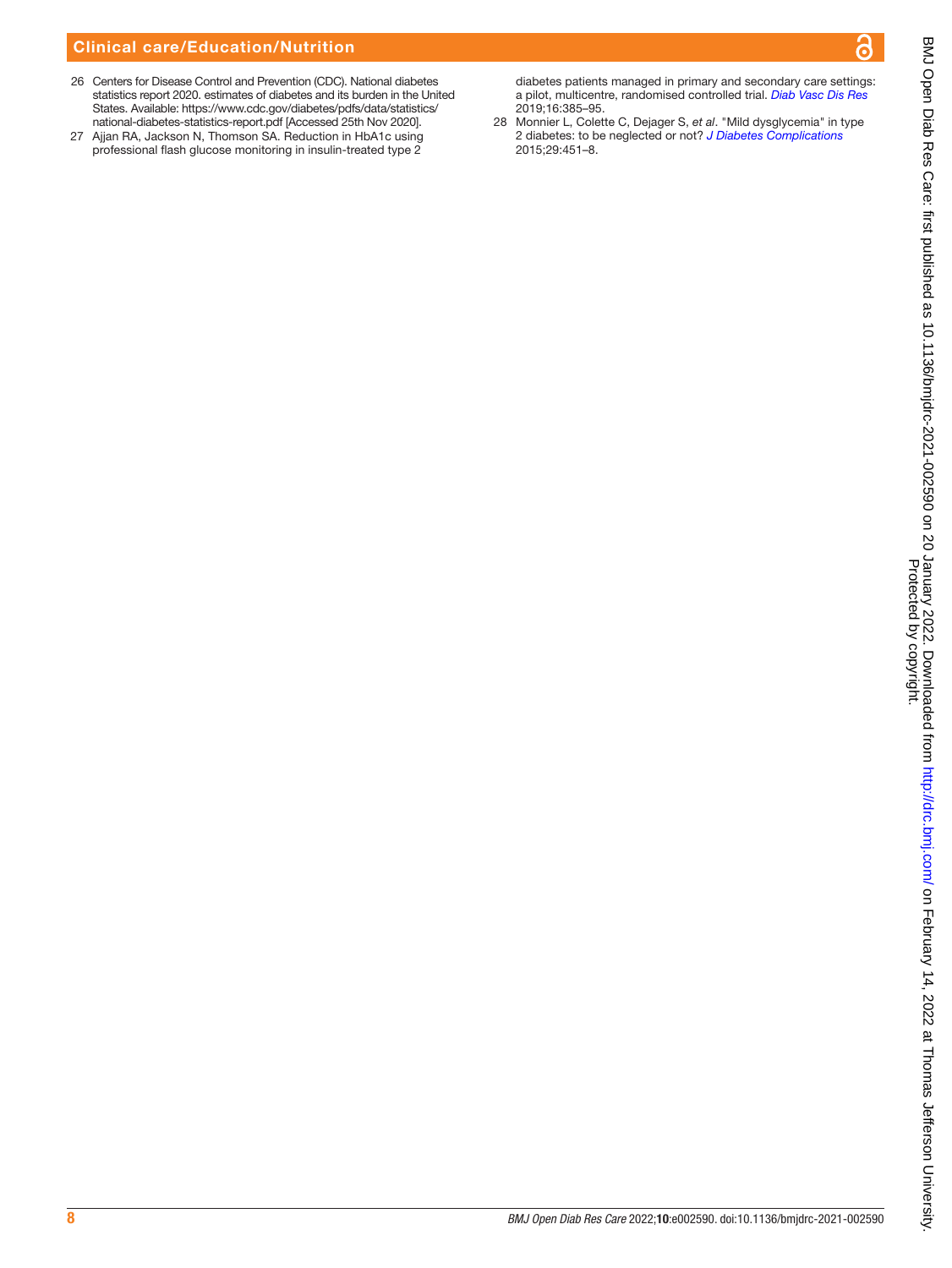26 Centers for Disease Control and Prevention (CDC). National diabetes statistics report 2020. estimates of diabetes and its burden in the United States. Available: https://www.cdc.gov/diabetes/pdfs/data/statistics/national-diabetes-statistics-report.pdf [Accessed 25th Nov 2020].

27 Ajjan RA, Jackson N, Thomson SA. Reduction in HbA1c using professional flash glucose monitoring in insulin-treated type 2 diabetes patients managed in primary and secondary care settings: a pilot, multicentre, randomised controlled trial. *Diab Vasc Dis Res* 2019;16:385–95.

28 Monnier L, Colette C, Dejager S, *et al*. "Mild dysglycemia" in type 2 diabetes: to be neglected or not? *J Diabetes Complications* 2015;29:451–8.